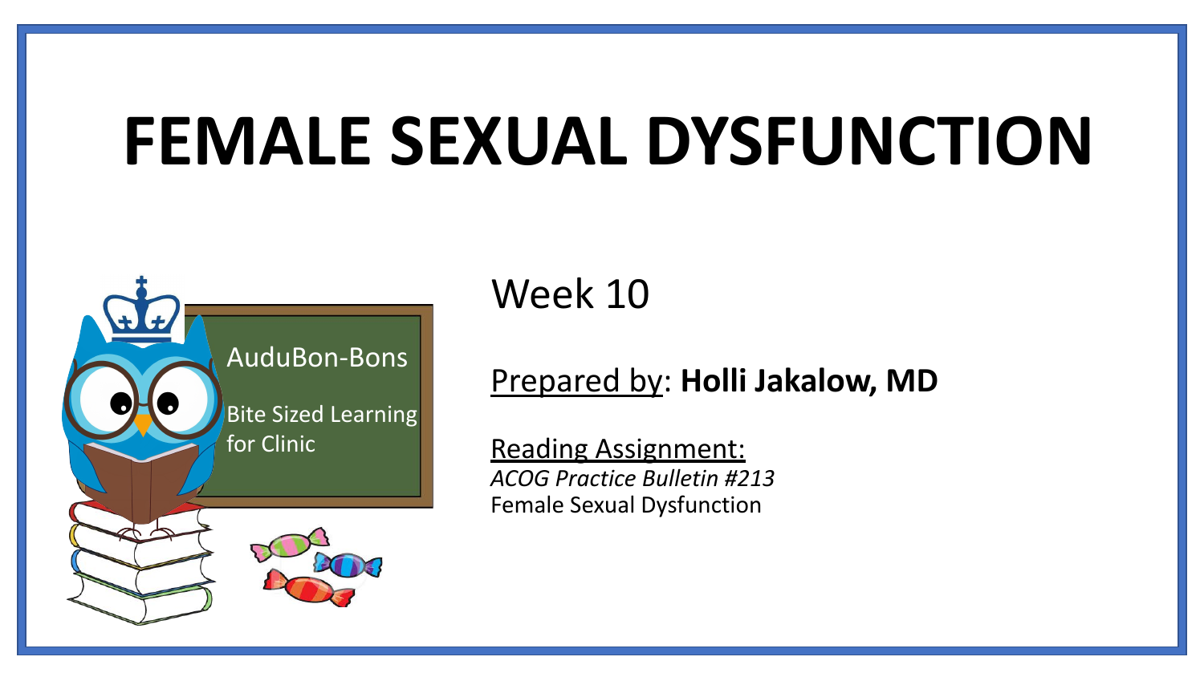# FEMALE SEXUAL DYSFUNCTION

AuduBon-Bons

Bite Sized Learning for Clinic

Week 10

Prepared by: **Holli Jakalow, MD**

Reading Assignment:
*ACOG Practice Bulletin #213*
Female Sexual Dysfunction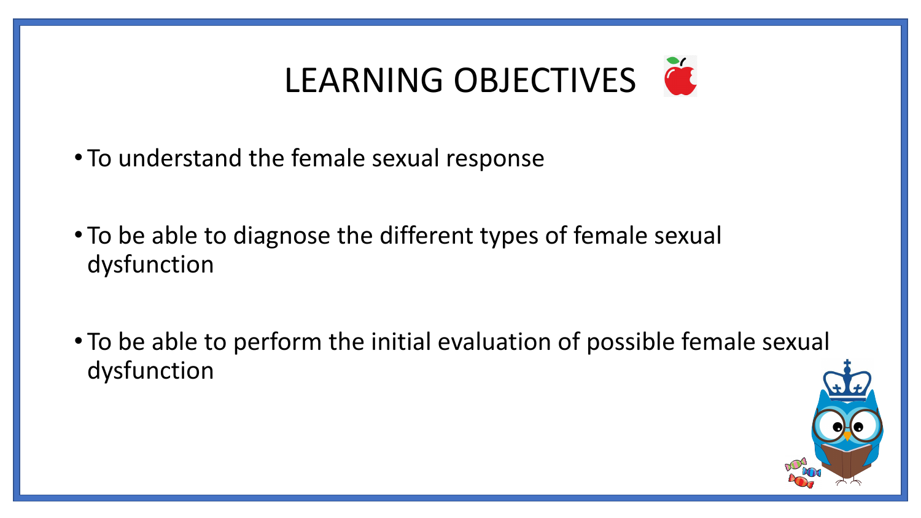# LEARNING OBJECTIVES

- To understand the female sexual response
- To be able to diagnose the different types of female sexual dysfunction
- To be able to perform the initial evaluation of possible female sexual dysfunction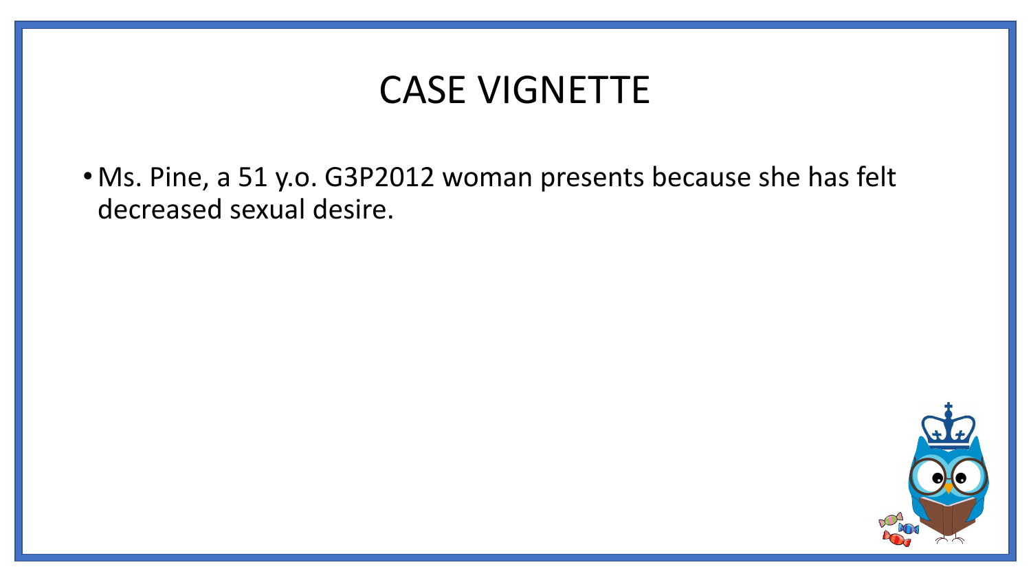# CASE VIGNETTE

- Ms. Pine, a 51 y.o. G3P2012 woman presents because she has felt decreased sexual desire.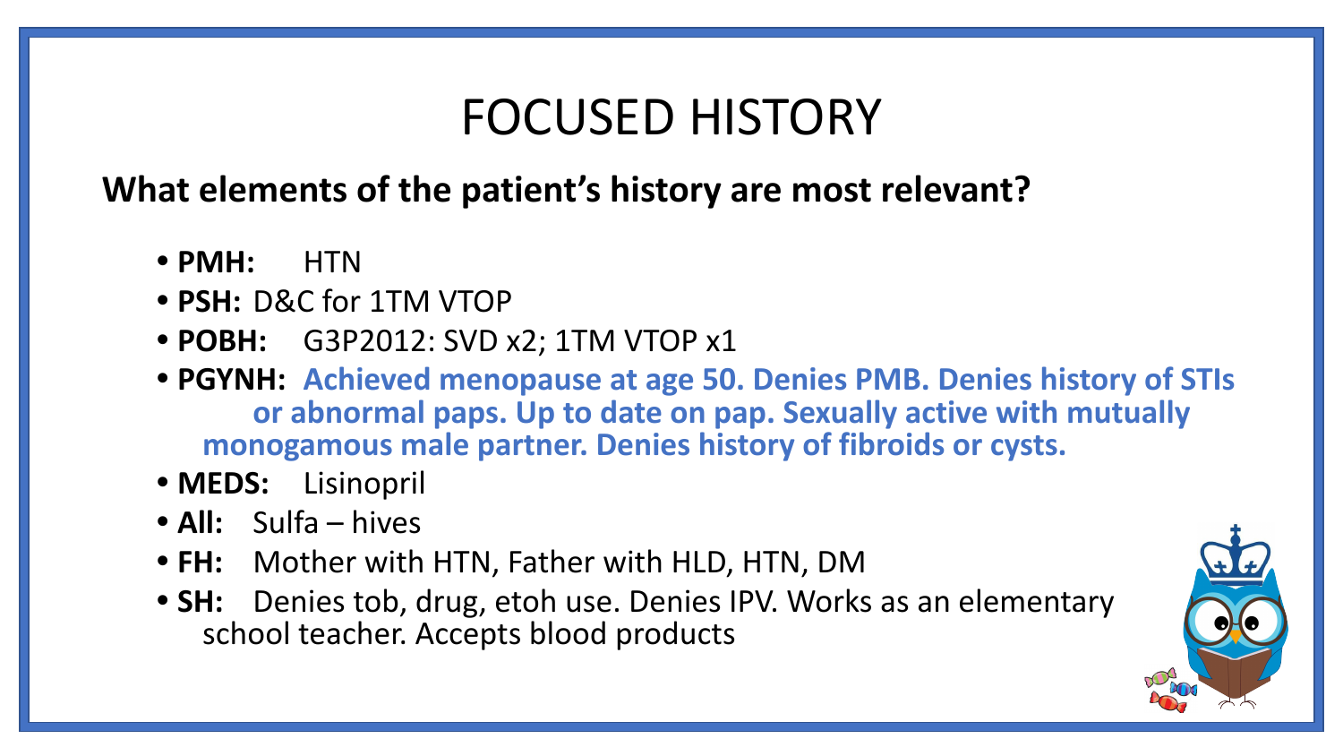# FOCUSED HISTORY

**What elements of the patient's history are most relevant?**

- **PMH:** HTN
- **PSH:** D&C for 1TM VTOP
- **POBH:** G3P2012: SVD x2; 1TM VTOP x1
- **PGYNH:** **Achieved menopause at age 50. Denies PMB. Denies history of STIs or abnormal paps. Up to date on pap. Sexually active with mutually monogamous male partner. Denies history of fibroids or cysts.**
- **MEDS:** Lisinopril
- **All:** Sulfa – hives
- **FH:** Mother with HTN, Father with HLD, HTN, DM
- **SH:** Denies tob, drug, etoh use. Denies IPV. Works as an elementary school teacher. Accepts blood products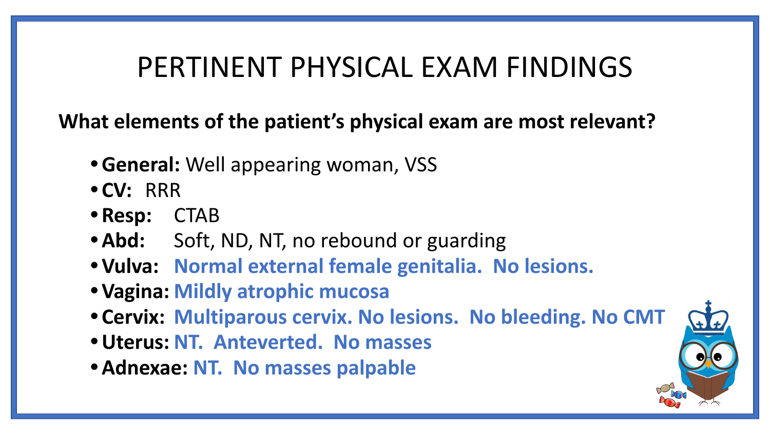# PERTINENT PHYSICAL EXAM FINDINGS

**What elements of the patient's physical exam are most relevant?**

- **General:** Well appearing woman, VSS
- **CV:** RRR
- **Resp:** CTAB
- **Abd:** Soft, ND, NT, no rebound or guarding
- **Vulva:** **Normal external female genitalia. No lesions.**
- **Vagina:** **Mildly atrophic mucosa**
- **Cervix:** **Multiparous cervix. No lesions. No bleeding. No CMT**
- **Uterus:** **NT. Anteverted. No masses**
- **Adnexae:** **NT. No masses palpable**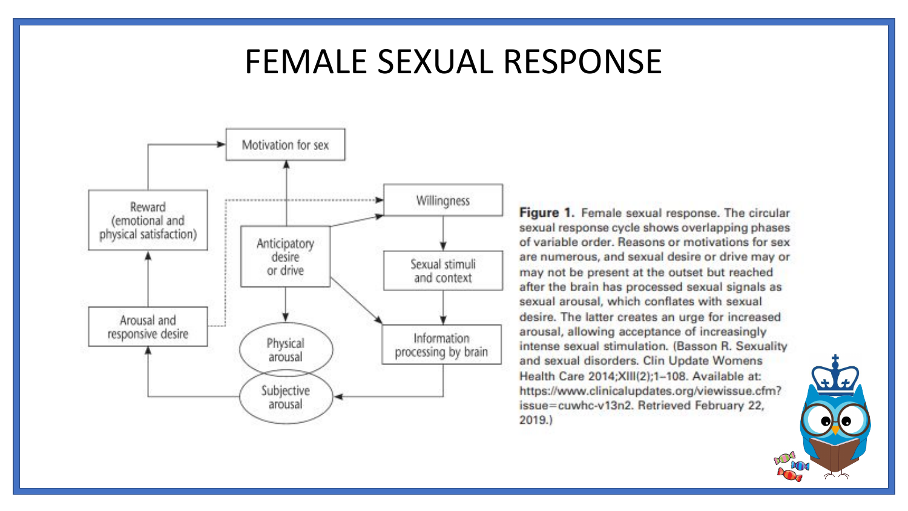# FEMALE SEXUAL RESPONSE

Motivation for sex

Reward (emotional and physical satisfaction)

Willingness

Anticipatory desire or drive

Sexual stimuli and context

Arousal and responsive desire

Physical arousal

Information processing by brain

Subjective arousal

**Figure 1.** Female sexual response. The circular sexual response cycle shows overlapping phases of variable order. Reasons or motivations for sex are numerous, and sexual desire or drive may or may not be present at the outset but reached after the brain has processed sexual signals as sexual arousal, which conflates with sexual desire. The latter creates an urge for increased arousal, allowing acceptance of increasingly intense sexual stimulation. (Basson R. Sexuality and sexual disorders. Clin Update Womens Health Care 2014;XIII(2);1–108. Available at: https://www.clinicalupdates.org/viewissue.cfm?issue=cuwhc-v13n2. Retrieved February 22, 2019.)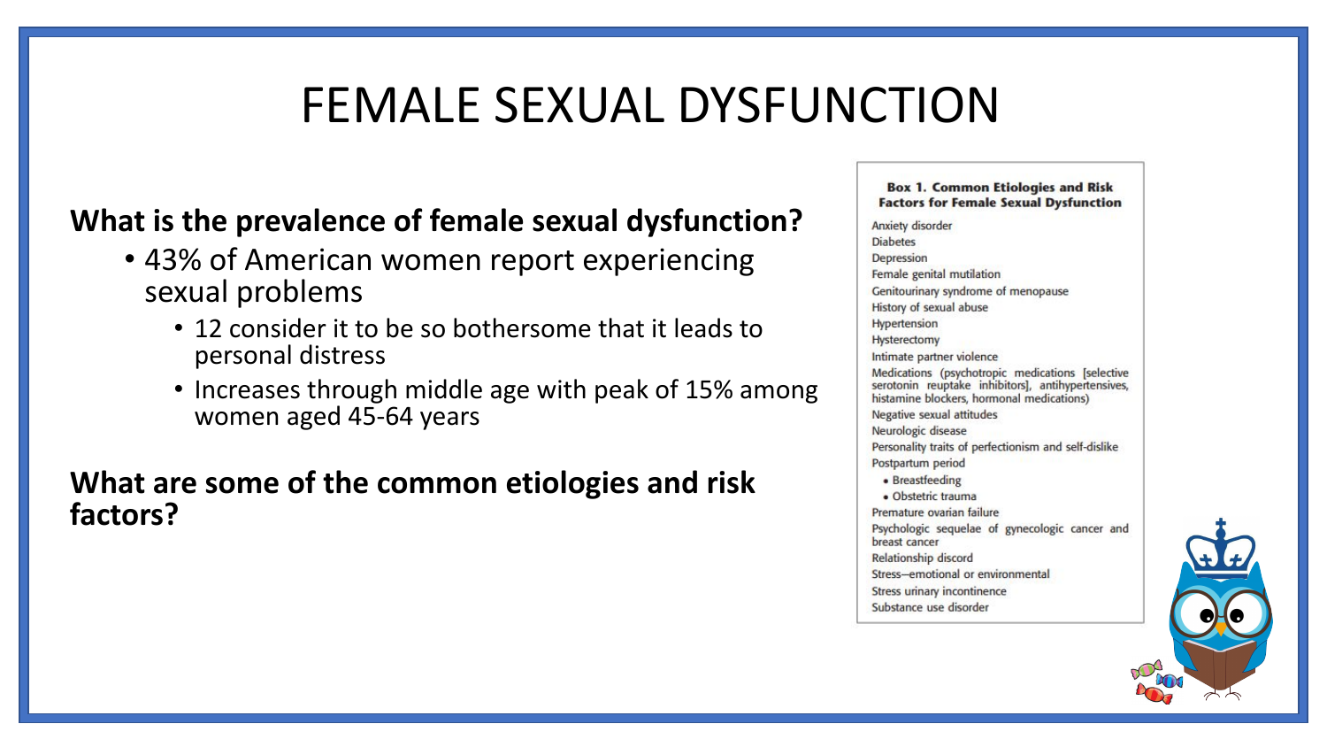# FEMALE SEXUAL DYSFUNCTION

**What is the prevalence of female sexual dysfunction?**

- 43% of American women report experiencing sexual problems
  - 12 consider it to be so bothersome that it leads to personal distress
  - Increases through middle age with peak of 15% among women aged 45-64 years

**What are some of the common etiologies and risk factors?**

**Box 1. Common Etiologies and Risk Factors for Female Sexual Dysfunction**

Anxiety disorder
Diabetes
Depression
Female genital mutilation
Genitourinary syndrome of menopause
History of sexual abuse
Hypertension
Hysterectomy
Intimate partner violence
Medications (psychotropic medications [selective serotonin reuptake inhibitors], antihypertensives, histamine blockers, hormonal medications)
Negative sexual attitudes
Neurologic disease
Personality traits of perfectionism and self-dislike
Postpartum period
- Breastfeeding
- Obstetric trauma

Premature ovarian failure
Psychologic sequelae of gynecologic cancer and breast cancer
Relationship discord
Stress—emotional or environmental
Stress urinary incontinence
Substance use disorder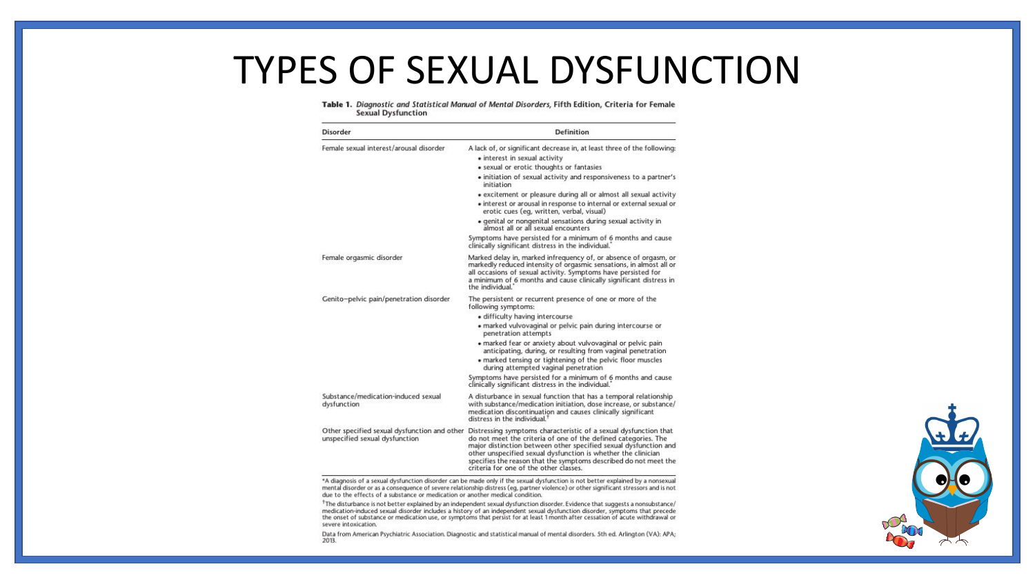# TYPES OF SEXUAL DYSFUNCTION

**Table 1.** *Diagnostic and Statistical Manual of Mental Disorders,* **Fifth Edition, Criteria for Female Sexual Dysfunction**

| Disorder | Definition |
|---|---|
| Female sexual interest/arousal disorder | A lack of, or significant decrease in, at least three of the following: • interest in sexual activity • sexual or erotic thoughts or fantasies • initiation of sexual activity and responsiveness to a partner's initiation • excitement or pleasure during all or almost all sexual activity • interest or arousal in response to internal or external sexual or erotic cues (eg, written, verbal, visual) • genital or nongenital sensations during sexual activity in almost all or all sexual encounters. Symptoms have persisted for a minimum of 6 months and cause clinically significant distress in the individual.* |
| Female orgasmic disorder | Marked delay in, marked infrequency of, or absence of orgasm, or markedly reduced intensity of orgasmic sensations, in almost all or all occasions of sexual activity. Symptoms have persisted for a minimum of 6 months and cause clinically significant distress in the individual.* |
| Genito–pelvic pain/penetration disorder | The persistent or recurrent presence of one or more of the following symptoms: • difficulty having intercourse • marked vulvovaginal or pelvic pain during intercourse or penetration attempts • marked fear or anxiety about vulvovaginal or pelvic pain anticipating, during, or resulting from vaginal penetration • marked tensing or tightening of the pelvic floor muscles during attempted vaginal penetration. Symptoms have persisted for a minimum of 6 months and cause clinically significant distress in the individual.* |
| Substance/medication-induced sexual dysfunction | A disturbance in sexual function that has a temporal relationship with substance/medication initiation, dose increase, or substance/medication discontinuation and causes clinically significant distress in the individual.† |
| Other specified sexual dysfunction and other unspecified sexual dysfunction | Distressing symptoms characteristic of a sexual dysfunction that do not meet the criteria of one of the defined categories. The major distinction between other specified sexual dysfunction and other unspecified sexual dysfunction is whether the clinician specifies the reason that the symptoms described do not meet the criteria for one of the other classes. |

*A diagnosis of a sexual dysfunction disorder can be made only if the sexual dysfunction is not better explained by a nonsexual mental disorder or as a consequence of severe relationship distress (eg, partner violence) or other significant stressors and is not due to the effects of a substance or medication or another medical condition.

†The disturbance is not better explained by an independent sexual dysfunction disorder. Evidence that suggests a nonsubstance/medication-induced sexual disorder includes a history of an independent sexual dysfunction disorder, symptoms that precede the onset of substance or medication use, or symptoms that persist for at least 1 month after cessation of acute withdrawal or severe intoxication.

Data from American Psychiatric Association. Diagnostic and statistical manual of mental disorders. 5th ed. Arlington (VA): APA; 2013.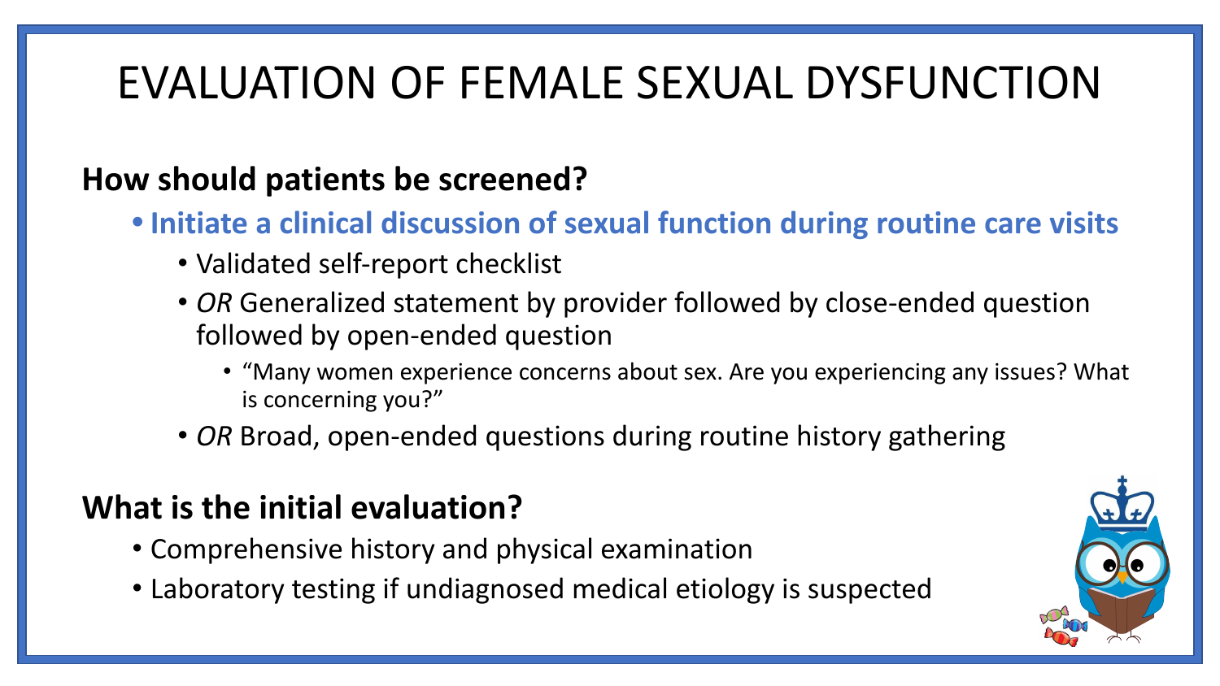# EVALUATION OF FEMALE SEXUAL DYSFUNCTION

## How should patients be screened?

- **Initiate a clinical discussion of sexual function during routine care visits**
  - Validated self-report checklist
  - *OR* Generalized statement by provider followed by close-ended question followed by open-ended question
    - "Many women experience concerns about sex. Are you experiencing any issues? What is concerning you?"
  - *OR* Broad, open-ended questions during routine history gathering

## What is the initial evaluation?

- Comprehensive history and physical examination
- Laboratory testing if undiagnosed medical etiology is suspected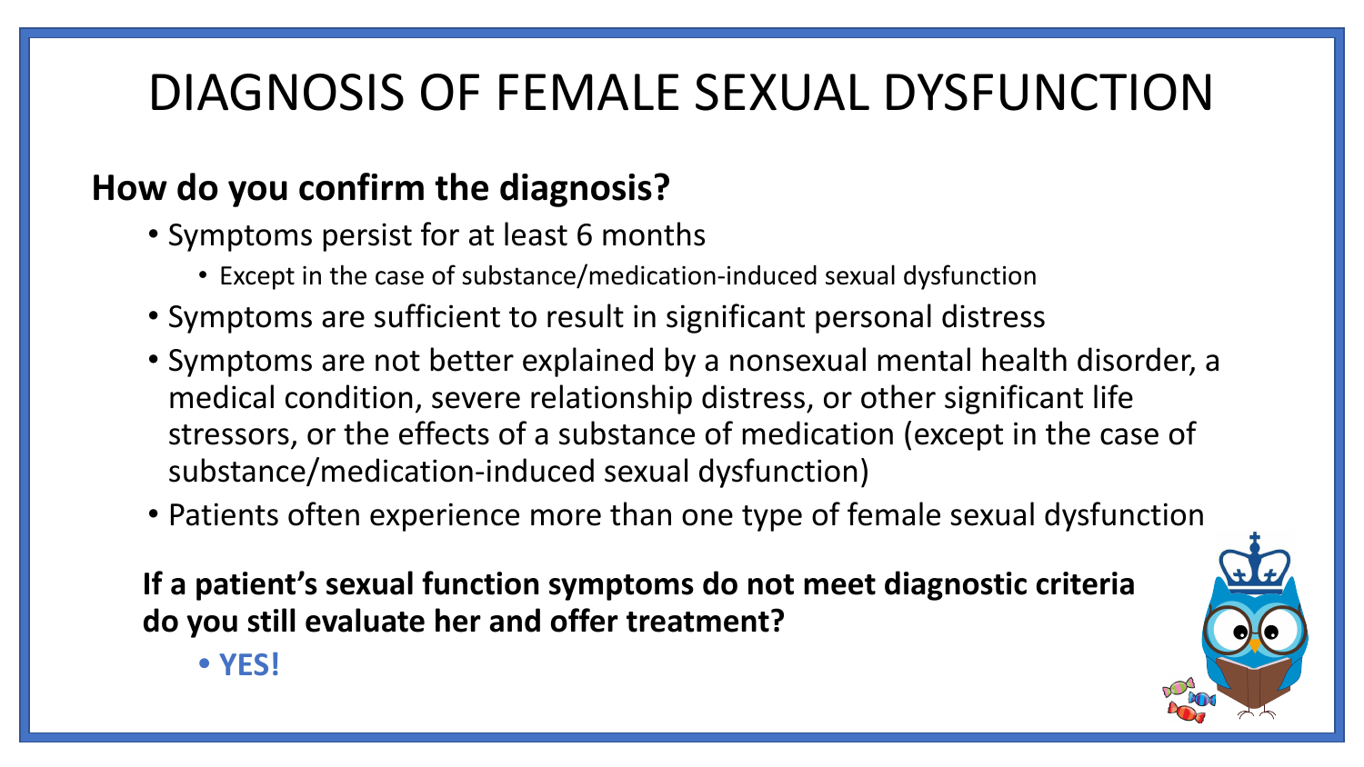# DIAGNOSIS OF FEMALE SEXUAL DYSFUNCTION

**How do you confirm the diagnosis?**

- Symptoms persist for at least 6 months
  - Except in the case of substance/medication-induced sexual dysfunction
- Symptoms are sufficient to result in significant personal distress
- Symptoms are not better explained by a nonsexual mental health disorder, a medical condition, severe relationship distress, or other significant life stressors, or the effects of a substance of medication (except in the case of substance/medication-induced sexual dysfunction)
- Patients often experience more than one type of female sexual dysfunction

**If a patient's sexual function symptoms do not meet diagnostic criteria do you still evaluate her and offer treatment?**

- **YES!**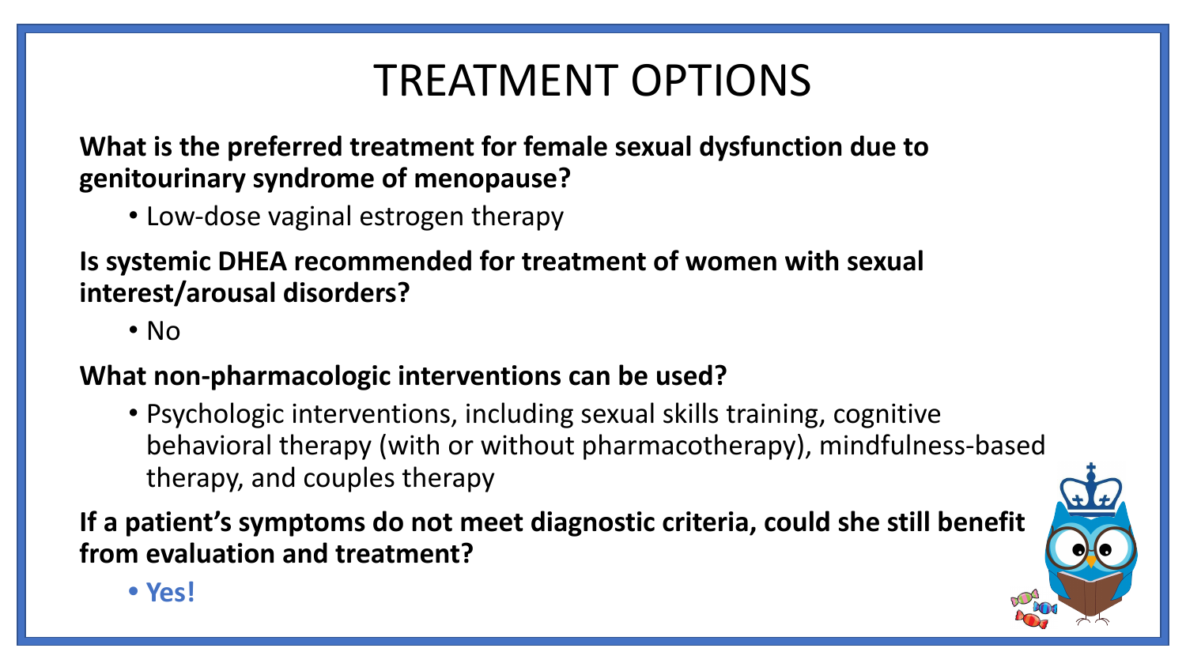# TREATMENT OPTIONS

**What is the preferred treatment for female sexual dysfunction due to genitourinary syndrome of menopause?**

- Low-dose vaginal estrogen therapy

**Is systemic DHEA recommended for treatment of women with sexual interest/arousal disorders?**

- No

**What non-pharmacologic interventions can be used?**

- Psychologic interventions, including sexual skills training, cognitive behavioral therapy (with or without pharmacotherapy), mindfulness-based therapy, and couples therapy

**If a patient's symptoms do not meet diagnostic criteria, could she still benefit from evaluation and treatment?**

- **Yes!**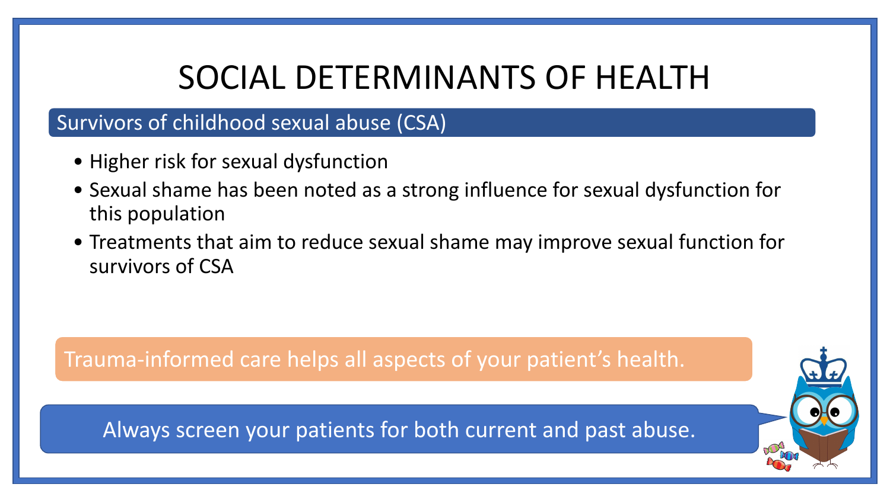# SOCIAL DETERMINANTS OF HEALTH

## Survivors of childhood sexual abuse (CSA)

- Higher risk for sexual dysfunction
- Sexual shame has been noted as a strong influence for sexual dysfunction for this population
- Treatments that aim to reduce sexual shame may improve sexual function for survivors of CSA

Trauma-informed care helps all aspects of your patient's health.

Always screen your patients for both current and past abuse.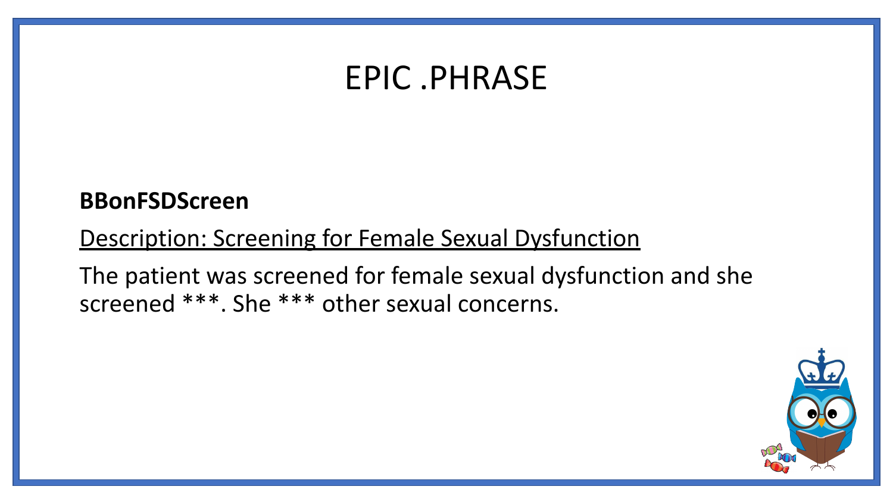# EPIC .PHRASE

**BBonFSDScreen**

Description: Screening for Female Sexual Dysfunction

The patient was screened for female sexual dysfunction and she screened ***. She *** other sexual concerns.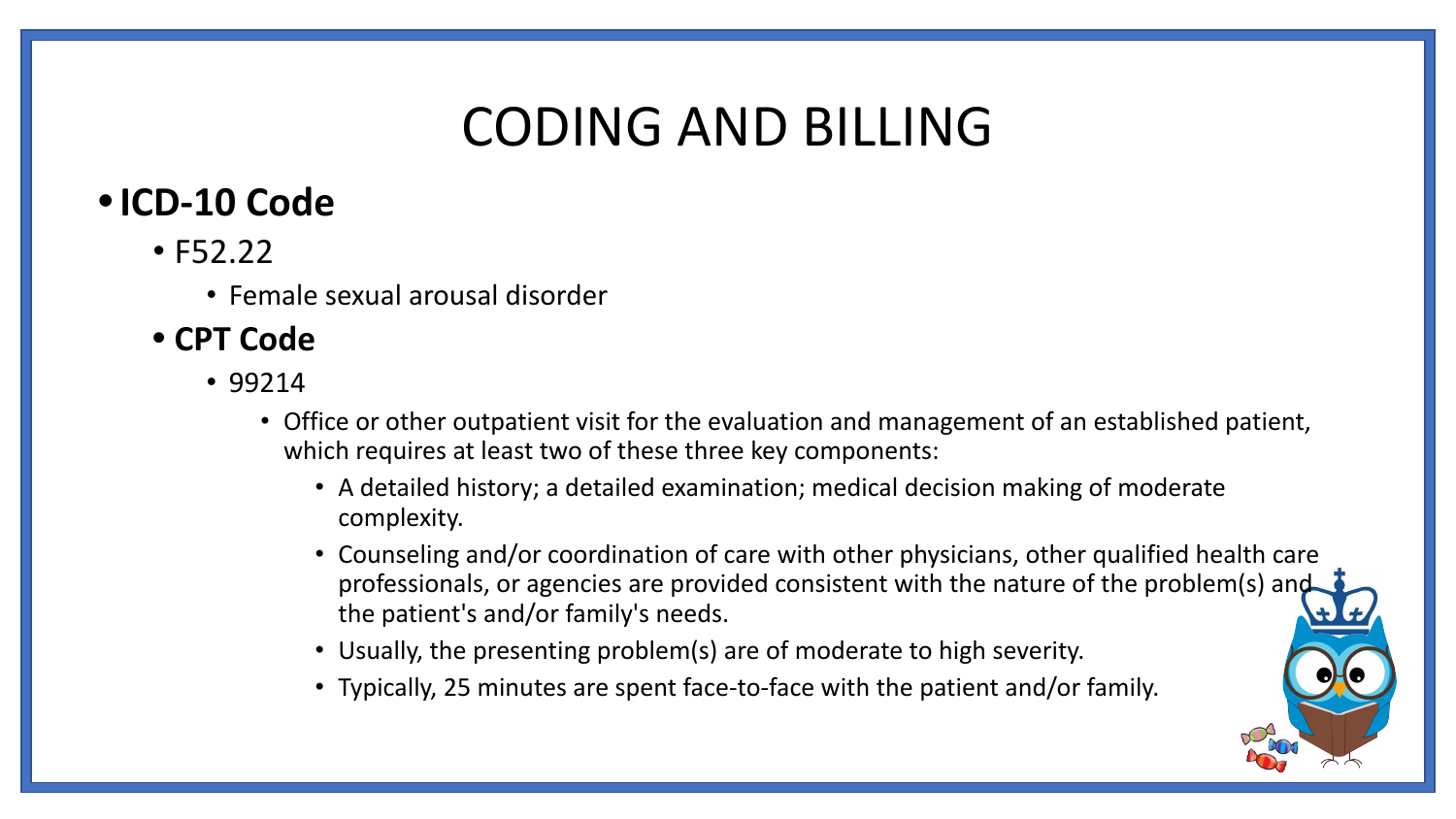# CODING AND BILLING

- **ICD-10 Code**
  - F52.22
    - Female sexual arousal disorder
  - **CPT Code**
    - 99214
      - Office or other outpatient visit for the evaluation and management of an established patient, which requires at least two of these three key components:
        - A detailed history; a detailed examination; medical decision making of moderate complexity.
        - Counseling and/or coordination of care with other physicians, other qualified health care professionals, or agencies are provided consistent with the nature of the problem(s) and the patient's and/or family's needs.
        - Usually, the presenting problem(s) are of moderate to high severity.
        - Typically, 25 minutes are spent face-to-face with the patient and/or family.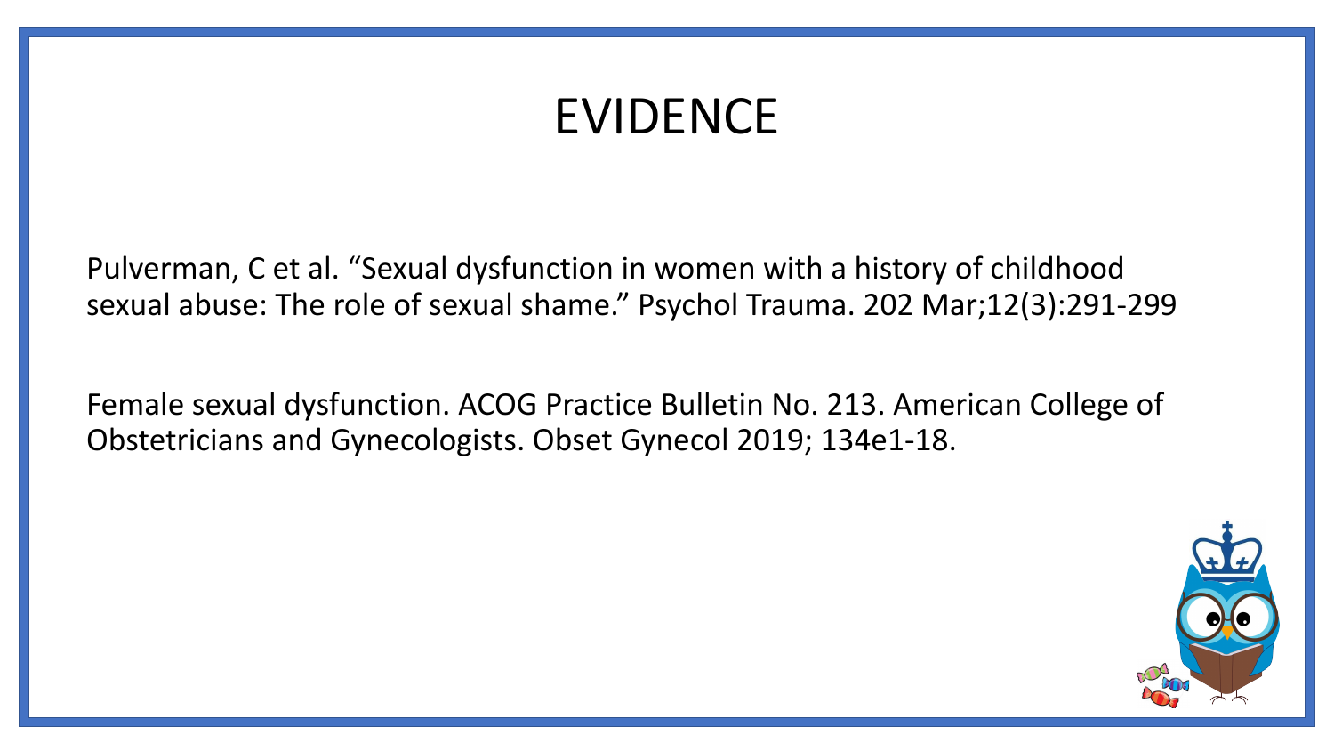# EVIDENCE

Pulverman, C et al. "Sexual dysfunction in women with a history of childhood sexual abuse: The role of sexual shame." Psychol Trauma. 202 Mar;12(3):291-299

Female sexual dysfunction. ACOG Practice Bulletin No. 213. American College of Obstetricians and Gynecologists. Obset Gynecol 2019; 134e1-18.